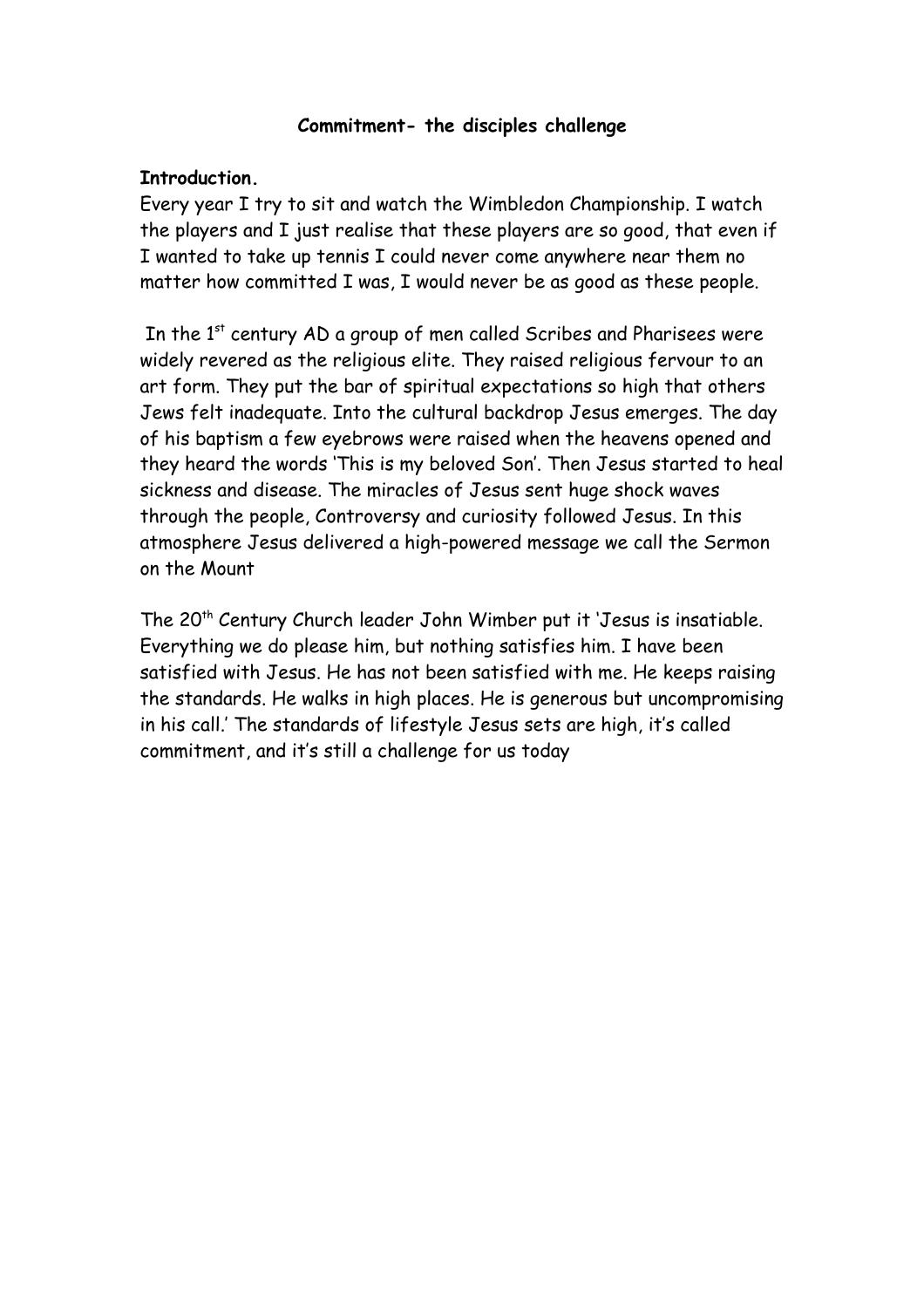# Commitment- the disciples challenge

**Introduction.**

Every year I try to sit and watch the Wimbledon Championship. I watch the players and I just realise that these players are so good, that even if I wanted to take up tennis I could never come anywhere near them no matter how committed I was, I would never be as good as these people.

In the 1st century AD a group of men called Scribes and Pharisees were widely revered as the religious elite. They raised religious fervour to an art form. They put the bar of spiritual expectations so high that others Jews felt inadequate. Into the cultural backdrop Jesus emerges. The day of his baptism a few eyebrows were raised when the heavens opened and they heard the words 'This is my beloved Son'. Then Jesus started to heal sickness and disease. The miracles of Jesus sent huge shock waves through the people, Controversy and curiosity followed Jesus. In this atmosphere Jesus delivered a high-powered message we call the Sermon on the Mount

The 20th Century Church leader John Wimber put it 'Jesus is insatiable. Everything we do please him, but nothing satisfies him. I have been satisfied with Jesus. He has not been satisfied with me. He keeps raising the standards. He walks in high places. He is generous but uncompromising in his call.' The standards of lifestyle Jesus sets are high, it's called commitment, and it's still a challenge for us today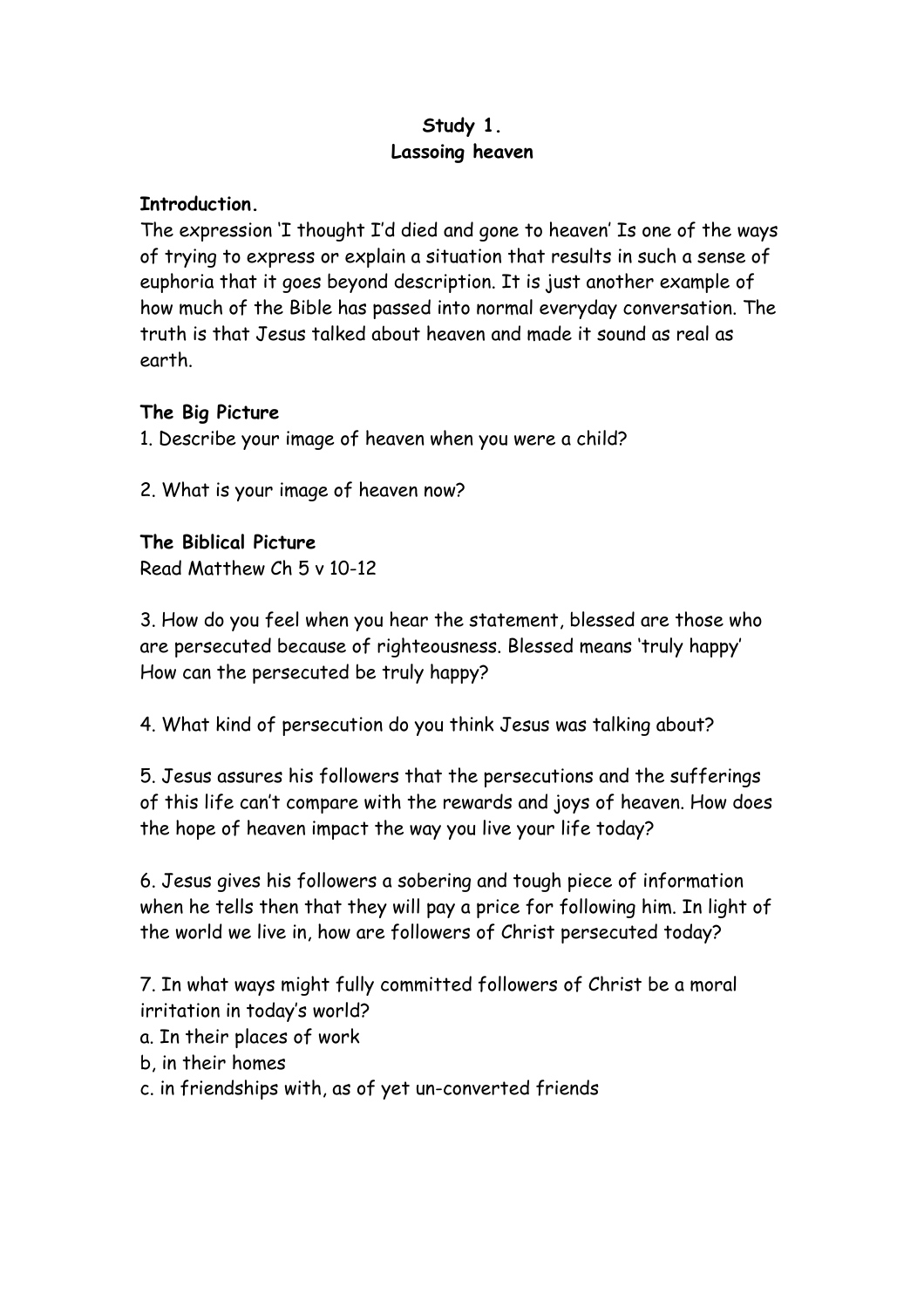**Study 1.**
**Lassoing heaven**

**Introduction.**
The expression 'I thought I'd died and gone to heaven' Is one of the ways of trying to express or explain a situation that results in such a sense of euphoria that it goes beyond description. It is just another example of how much of the Bible has passed into normal everyday conversation. The truth is that Jesus talked about heaven and made it sound as real as earth.

**The Big Picture**

1. Describe your image of heaven when you were a child?

2. What is your image of heaven now?

**The Biblical Picture**

Read Matthew Ch 5 v 10-12

3. How do you feel when you hear the statement, blessed are those who are persecuted because of righteousness. Blessed means 'truly happy' How can the persecuted be truly happy?

4. What kind of persecution do you think Jesus was talking about?

5. Jesus assures his followers that the persecutions and the sufferings of this life can't compare with the rewards and joys of heaven. How does the hope of heaven impact the way you live your life today?

6. Jesus gives his followers a sobering and tough piece of information when he tells then that they will pay a price for following him. In light of the world we live in, how are followers of Christ persecuted today?

7. In what ways might fully committed followers of Christ be a moral irritation in today's world?
a. In their places of work
b, in their homes
c. in friendships with, as of yet un-converted friends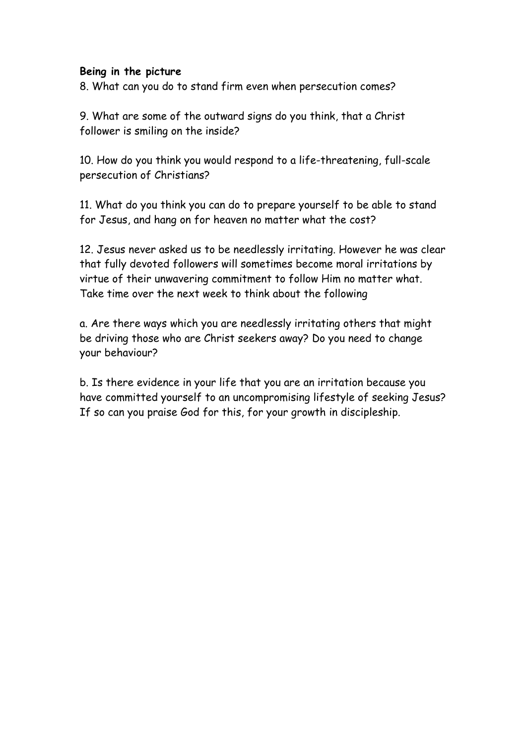**Being in the picture**

8. What can you do to stand firm even when persecution comes?

9. What are some of the outward signs do you think, that a Christ follower is smiling on the inside?

10. How do you think you would respond to a life-threatening, full-scale persecution of Christians?

11. What do you think you can do to prepare yourself to be able to stand for Jesus, and hang on for heaven no matter what the cost?

12. Jesus never asked us to be needlessly irritating. However he was clear that fully devoted followers will sometimes become moral irritations by virtue of their unwavering commitment to follow Him no matter what. Take time over the next week to think about the following

a. Are there ways which you are needlessly irritating others that might be driving those who are Christ seekers away? Do you need to change your behaviour?

b. Is there evidence in your life that you are an irritation because you have committed yourself to an uncompromising lifestyle of seeking Jesus? If so can you praise God for this, for your growth in discipleship.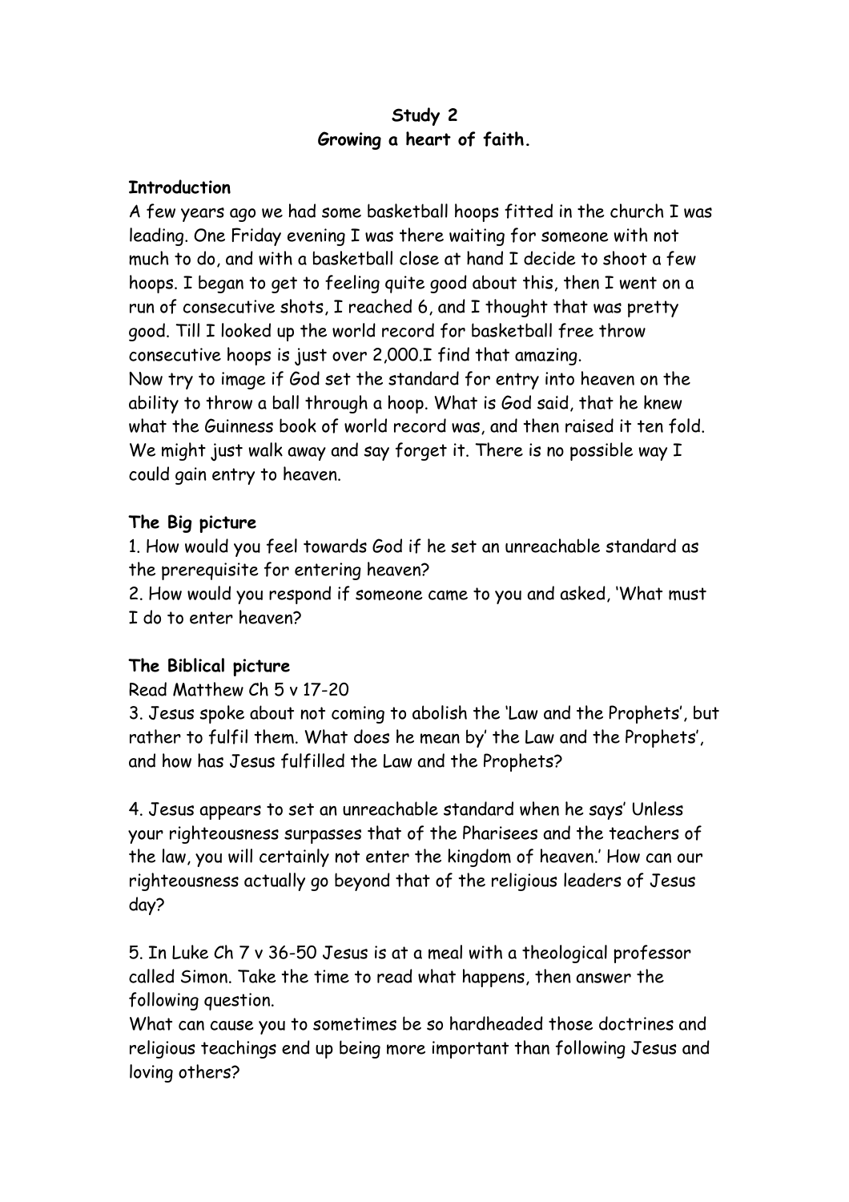**Study 2**
**Growing a heart of faith.**

**Introduction**

A few years ago we had some basketball hoops fitted in the church I was leading. One Friday evening I was there waiting for someone with not much to do, and with a basketball close at hand I decide to shoot a few hoops. I began to get to feeling quite good about this, then I went on a run of consecutive shots, I reached 6, and I thought that was pretty good. Till I looked up the world record for basketball free throw consecutive hoops is just over 2,000.I find that amazing.
Now try to image if God set the standard for entry into heaven on the ability to throw a ball through a hoop. What is God said, that he knew what the Guinness book of world record was, and then raised it ten fold. We might just walk away and say forget it. There is no possible way I could gain entry to heaven.

**The Big picture**

1. How would you feel towards God if he set an unreachable standard as the prerequisite for entering heaven?
2. How would you respond if someone came to you and asked, 'What must I do to enter heaven?

**The Biblical picture**

Read Matthew Ch 5 v 17-20

3. Jesus spoke about not coming to abolish the 'Law and the Prophets', but rather to fulfil them. What does he mean by' the Law and the Prophets', and how has Jesus fulfilled the Law and the Prophets?

4. Jesus appears to set an unreachable standard when he says' Unless your righteousness surpasses that of the Pharisees and the teachers of the law, you will certainly not enter the kingdom of heaven.' How can our righteousness actually go beyond that of the religious leaders of Jesus day?

5. In Luke Ch 7 v 36-50 Jesus is at a meal with a theological professor called Simon. Take the time to read what happens, then answer the following question.
What can cause you to sometimes be so hardheaded those doctrines and religious teachings end up being more important than following Jesus and loving others?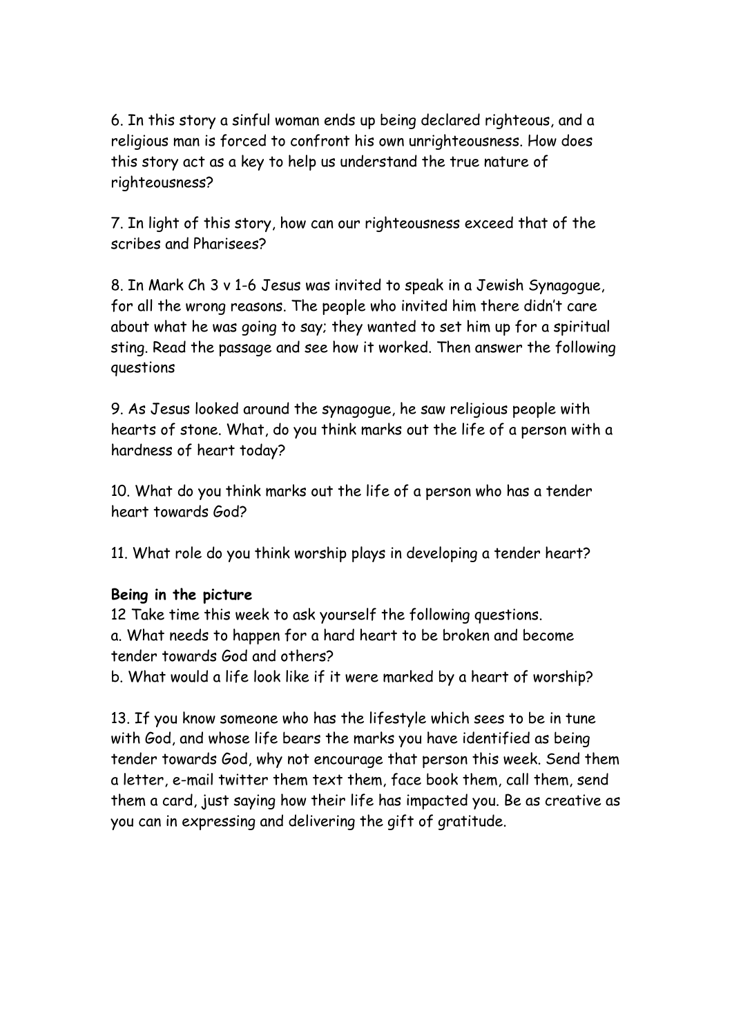6. In this story a sinful woman ends up being declared righteous, and a religious man is forced to confront his own unrighteousness. How does this story act as a key to help us understand the true nature of righteousness?

7. In light of this story, how can our righteousness exceed that of the scribes and Pharisees?

8. In Mark Ch 3 v 1-6 Jesus was invited to speak in a Jewish Synagogue, for all the wrong reasons. The people who invited him there didn't care about what he was going to say; they wanted to set him up for a spiritual sting. Read the passage and see how it worked. Then answer the following questions

9. As Jesus looked around the synagogue, he saw religious people with hearts of stone. What, do you think marks out the life of a person with a hardness of heart today?

10. What do you think marks out the life of a person who has a tender heart towards God?

11. What role do you think worship plays in developing a tender heart?

**Being in the picture**

12 Take time this week to ask yourself the following questions.

a. What needs to happen for a hard heart to be broken and become tender towards God and others?

b. What would a life look like if it were marked by a heart of worship?

13. If you know someone who has the lifestyle which sees to be in tune with God, and whose life bears the marks you have identified as being tender towards God, why not encourage that person this week. Send them a letter, e-mail twitter them text them, face book them, call them, send them a card, just saying how their life has impacted you. Be as creative as you can in expressing and delivering the gift of gratitude.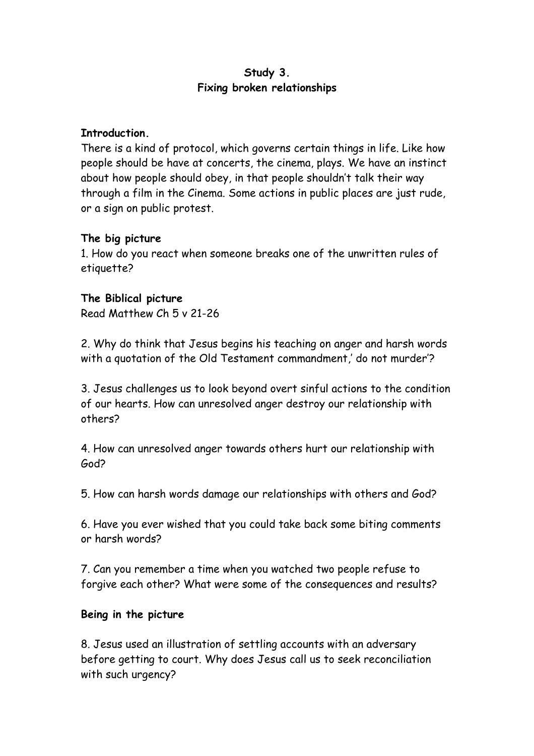**Study 3.**
**Fixing broken relationships**

**Introduction.**
There is a kind of protocol, which governs certain things in life. Like how people should be have at concerts, the cinema, plays. We have an instinct about how people should obey, in that people shouldn't talk their way through a film in the Cinema. Some actions in public places are just rude, or a sign on public protest.

**The big picture**
1. How do you react when someone breaks one of the unwritten rules of etiquette?

**The Biblical picture**
Read Matthew Ch 5 v 21-26

2. Why do think that Jesus begins his teaching on anger and harsh words with a quotation of the Old Testament commandment,' do not murder'?

3. Jesus challenges us to look beyond overt sinful actions to the condition of our hearts. How can unresolved anger destroy our relationship with others?

4. How can unresolved anger towards others hurt our relationship with God?

5. How can harsh words damage our relationships with others and God?

6. Have you ever wished that you could take back some biting comments or harsh words?

7. Can you remember a time when you watched two people refuse to forgive each other? What were some of the consequences and results?

**Being in the picture**

8. Jesus used an illustration of settling accounts with an adversary before getting to court. Why does Jesus call us to seek reconciliation with such urgency?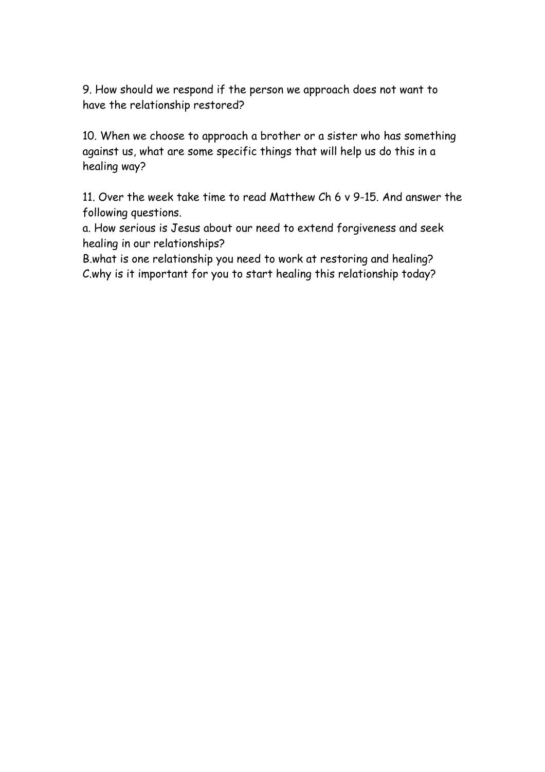9. How should we respond if the person we approach does not want to have the relationship restored?

10. When we choose to approach a brother or a sister who has something against us, what are some specific things that will help us do this in a healing way?

11. Over the week take time to read Matthew Ch 6 v 9-15. And answer the following questions.
a. How serious is Jesus about our need to extend forgiveness and seek healing in our relationships?
B.what is one relationship you need to work at restoring and healing?
C.why is it important for you to start healing this relationship today?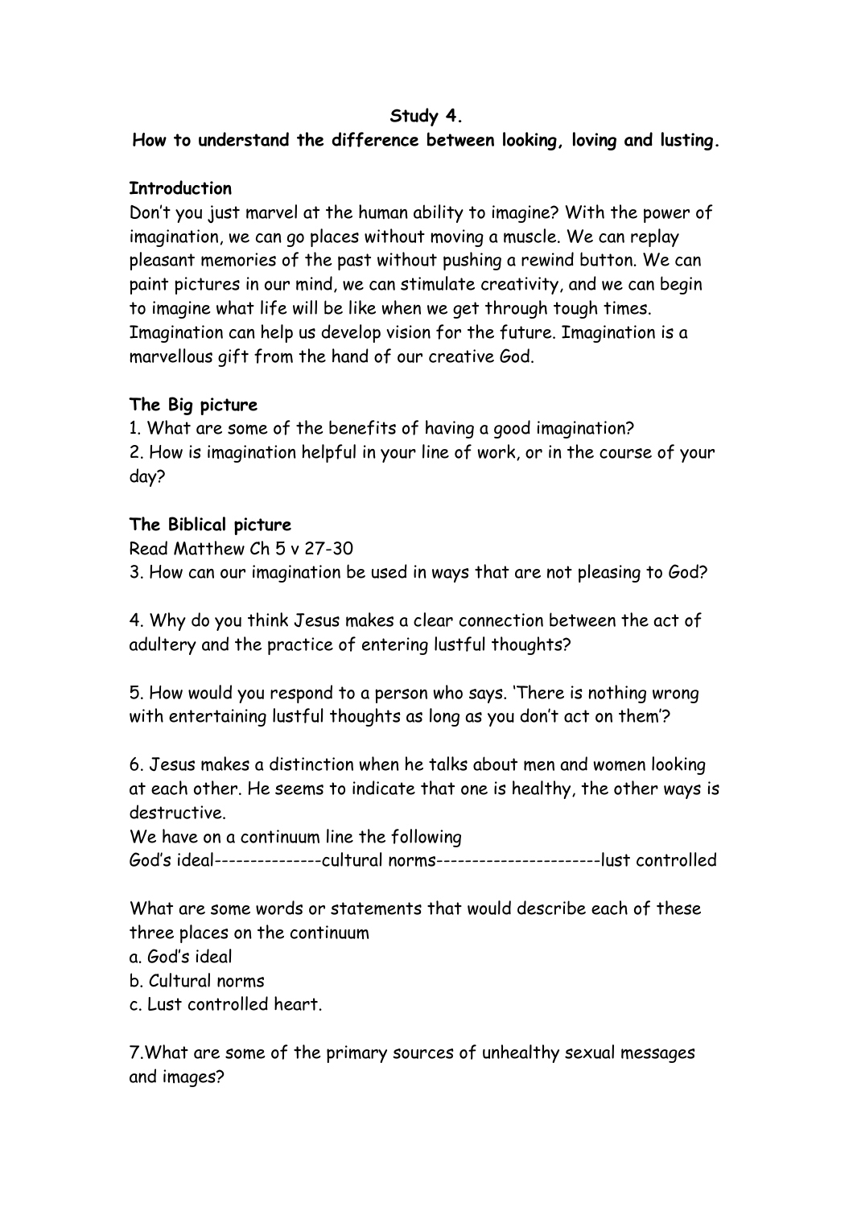**Study 4.**

**How to understand the difference between looking, loving and lusting.**

**Introduction**

Don't you just marvel at the human ability to imagine? With the power of imagination, we can go places without moving a muscle. We can replay pleasant memories of the past without pushing a rewind button. We can paint pictures in our mind, we can stimulate creativity, and we can begin to imagine what life will be like when we get through tough times. Imagination can help us develop vision for the future. Imagination is a marvellous gift from the hand of our creative God.

**The Big picture**

1. What are some of the benefits of having a good imagination?
2. How is imagination helpful in your line of work, or in the course of your day?

**The Biblical picture**

Read Matthew Ch 5 v 27-30

3. How can our imagination be used in ways that are not pleasing to God?

4. Why do you think Jesus makes a clear connection between the act of adultery and the practice of entering lustful thoughts?

5. How would you respond to a person who says. 'There is nothing wrong with entertaining lustful thoughts as long as you don't act on them'?

6. Jesus makes a distinction when he talks about men and women looking at each other. He seems to indicate that one is healthy, the other ways is destructive.

We have on a continuum line the following

God's ideal---------------cultural norms-----------------------lust controlled

What are some words or statements that would describe each of these three places on the continuum

a. God's ideal
b. Cultural norms
c. Lust controlled heart.

7. What are some of the primary sources of unhealthy sexual messages and images?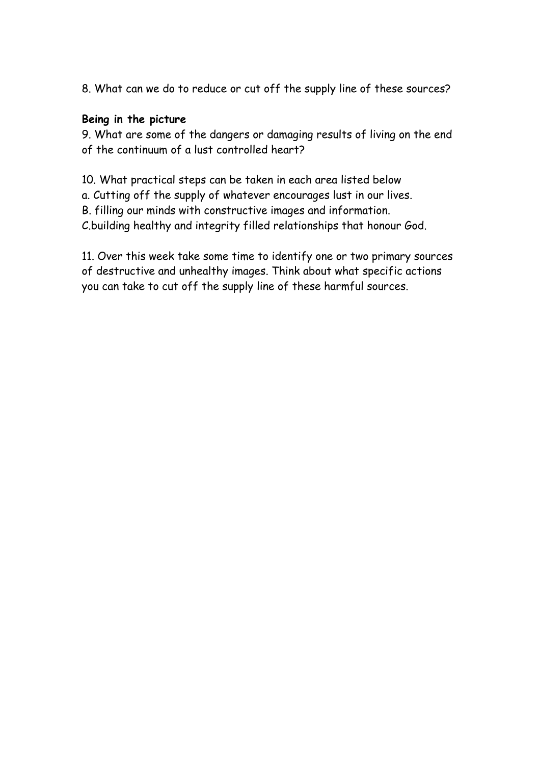8. What can we do to reduce or cut off the supply line of these sources?

**Being in the picture**

9. What are some of the dangers or damaging results of living on the end of the continuum of a lust controlled heart?

10. What practical steps can be taken in each area listed below
a. Cutting off the supply of whatever encourages lust in our lives.
B. filling our minds with constructive images and information.
C.building healthy and integrity filled relationships that honour God.

11. Over this week take some time to identify one or two primary sources of destructive and unhealthy images. Think about what specific actions you can take to cut off the supply line of these harmful sources.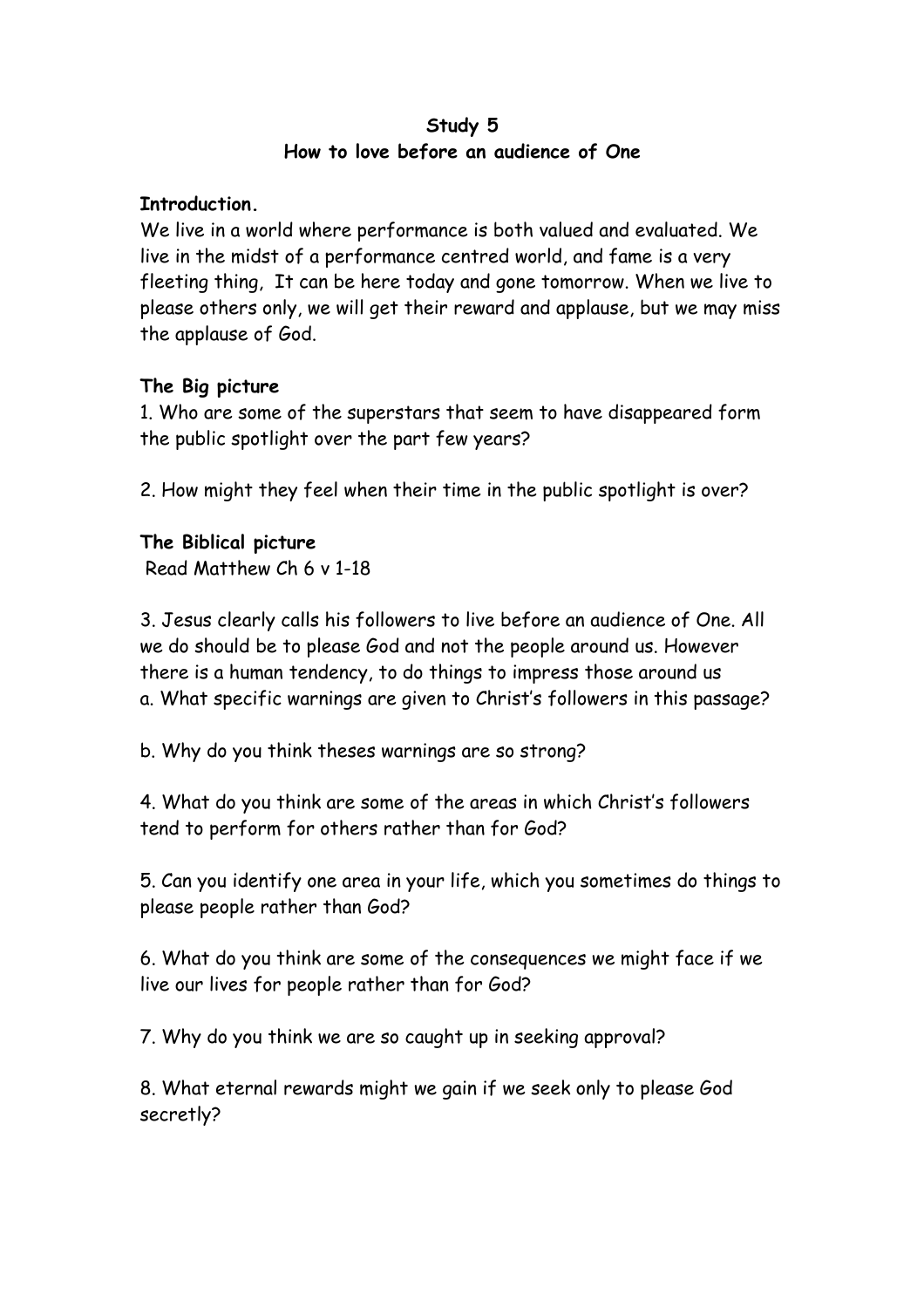**Study 5**

**How to love before an audience of One**

**Introduction.**

We live in a world where performance is both valued and evaluated. We live in the midst of a performance centred world, and fame is a very fleeting thing, It can be here today and gone tomorrow. When we live to please others only, we will get their reward and applause, but we may miss the applause of God.

**The Big picture**

1. Who are some of the superstars that seem to have disappeared form the public spotlight over the part few years?

2. How might they feel when their time in the public spotlight is over?

**The Biblical picture**

Read Matthew Ch 6 v 1-18

3. Jesus clearly calls his followers to live before an audience of One. All we do should be to please God and not the people around us. However there is a human tendency, to do things to impress those around us
a. What specific warnings are given to Christ's followers in this passage?

b. Why do you think theses warnings are so strong?

4. What do you think are some of the areas in which Christ's followers tend to perform for others rather than for God?

5. Can you identify one area in your life, which you sometimes do things to please people rather than God?

6. What do you think are some of the consequences we might face if we live our lives for people rather than for God?

7. Why do you think we are so caught up in seeking approval?

8. What eternal rewards might we gain if we seek only to please God secretly?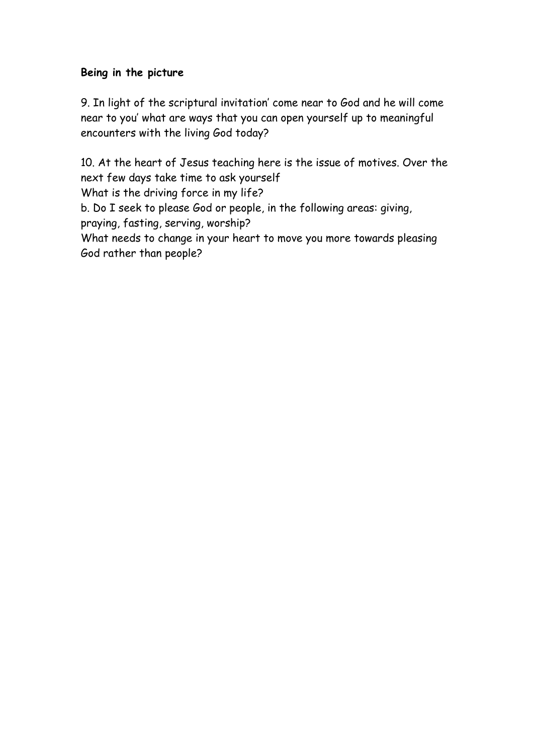**Being in the picture**

9. In light of the scriptural invitation' come near to God and he will come near to you' what are ways that you can open yourself up to meaningful encounters with the living God today?

10. At the heart of Jesus teaching here is the issue of motives. Over the next few days take time to ask yourself
What is the driving force in my life?
b. Do I seek to please God or people, in the following areas: giving, praying, fasting, serving, worship?
What needs to change in your heart to move you more towards pleasing God rather than people?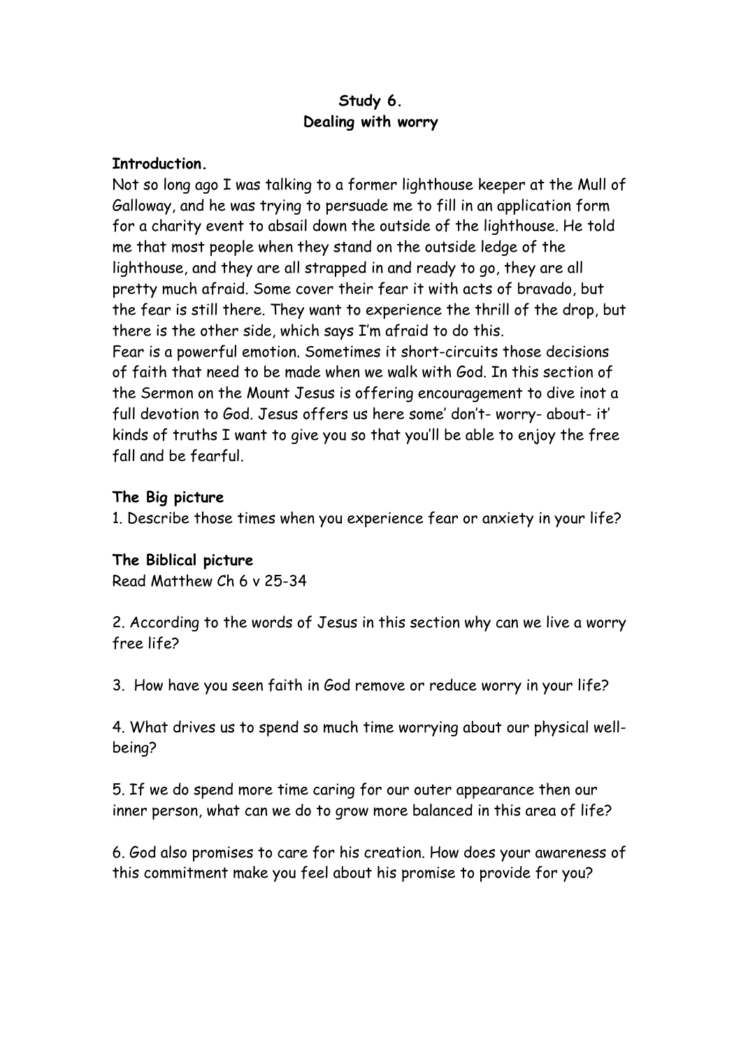**Study 6.**
**Dealing with worry**

**Introduction.**

Not so long ago I was talking to a former lighthouse keeper at the Mull of Galloway, and he was trying to persuade me to fill in an application form for a charity event to absail down the outside of the lighthouse. He told me that most people when they stand on the outside ledge of the lighthouse, and they are all strapped in and ready to go, they are all pretty much afraid. Some cover their fear it with acts of bravado, but the fear is still there. They want to experience the thrill of the drop, but there is the other side, which says I'm afraid to do this.

Fear is a powerful emotion. Sometimes it short-circuits those decisions of faith that need to be made when we walk with God. In this section of the Sermon on the Mount Jesus is offering encouragement to dive inot a full devotion to God. Jesus offers us here some' don't- worry- about- it' kinds of truths I want to give you so that you'll be able to enjoy the free fall and be fearful.

**The Big picture**

1. Describe those times when you experience fear or anxiety in your life?

**The Biblical picture**

Read Matthew Ch 6 v 25-34

2. According to the words of Jesus in this section why can we live a worry free life?

3. How have you seen faith in God remove or reduce worry in your life?

4. What drives us to spend so much time worrying about our physical well-being?

5. If we do spend more time caring for our outer appearance then our inner person, what can we do to grow more balanced in this area of life?

6. God also promises to care for his creation. How does your awareness of this commitment make you feel about his promise to provide for you?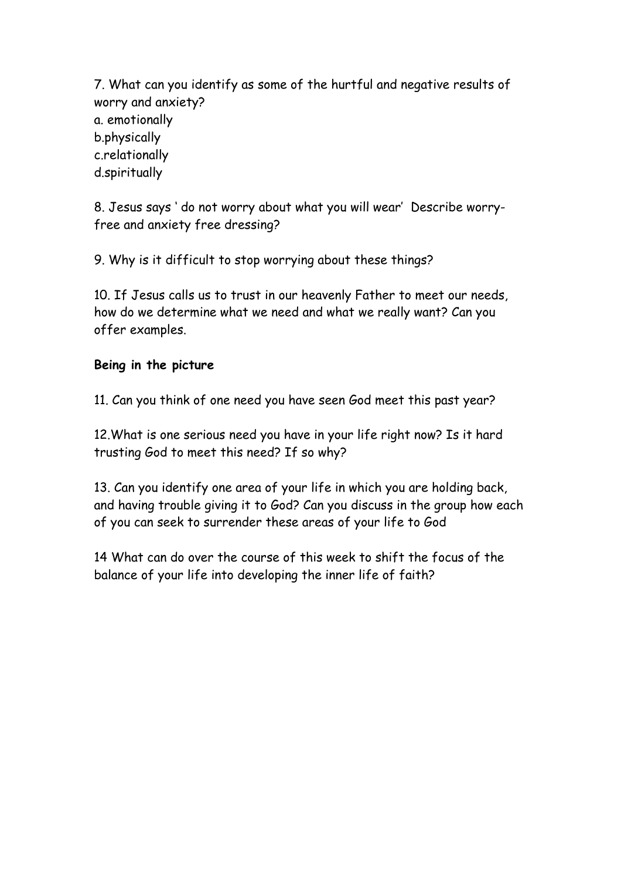7. What can you identify as some of the hurtful and negative results of worry and anxiety?

a. emotionally
b.physically
c.relationally
d.spiritually

8. Jesus says ' do not worry about what you will wear' Describe worry-free and anxiety free dressing?

9. Why is it difficult to stop worrying about these things?

10. If Jesus calls us to trust in our heavenly Father to meet our needs, how do we determine what we need and what we really want? Can you offer examples.

**Being in the picture**

11. Can you think of one need you have seen God meet this past year?

12.What is one serious need you have in your life right now? Is it hard trusting God to meet this need? If so why?

13. Can you identify one area of your life in which you are holding back, and having trouble giving it to God? Can you discuss in the group how each of you can seek to surrender these areas of your life to God

14 What can do over the course of this week to shift the focus of the balance of your life into developing the inner life of faith?